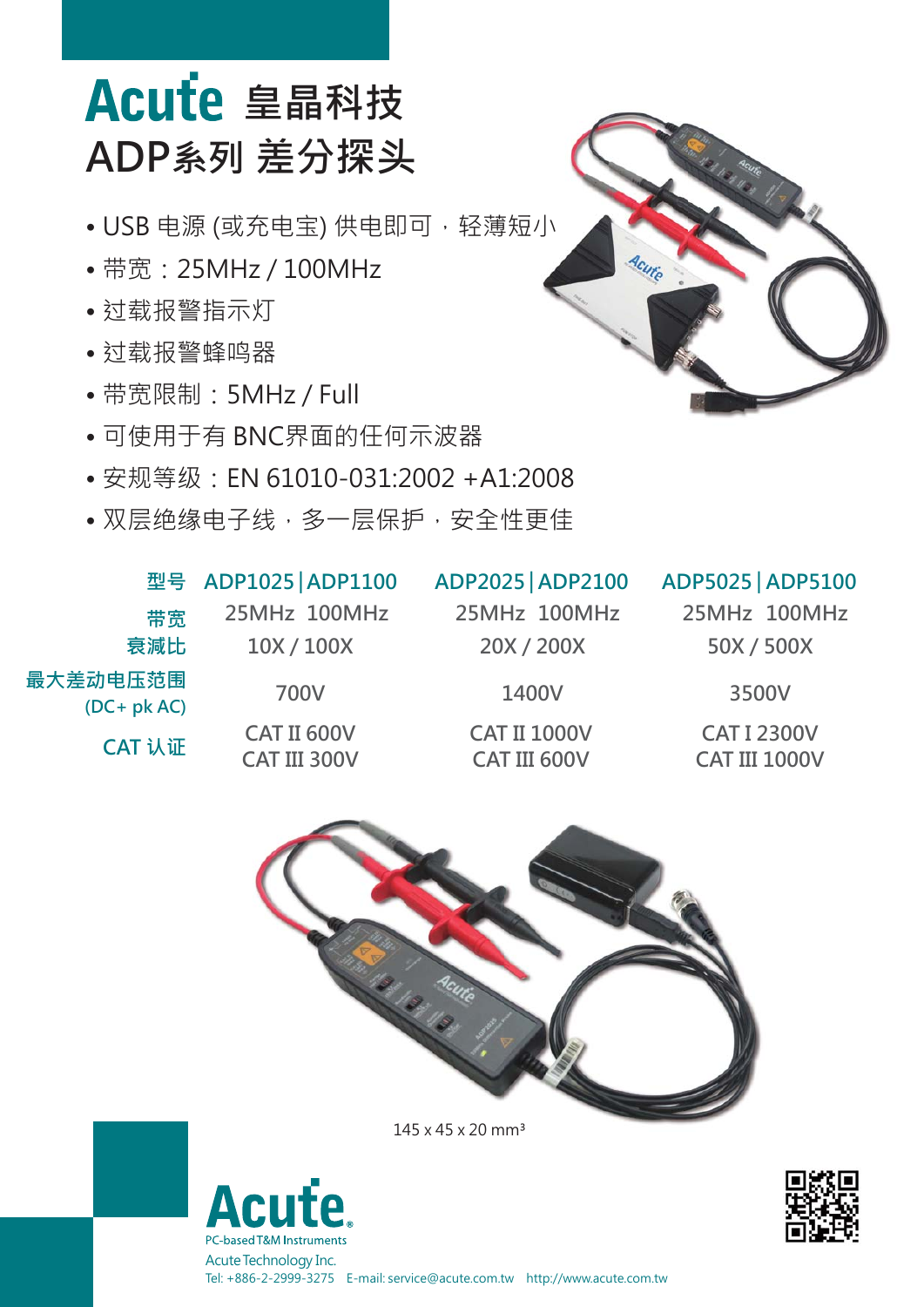# Acute 皇晶科技
## ADP系列 差分探头

- USB 电源 (或充电宝) 供电即可，轻薄短小
- 带宽：25MHz / 100MHz
- 过载报警指示灯
- 过载报警蜂鸣器
- 带宽限制：5MHz / Full
- 可使用于有 BNC界面的任何示波器
- 安规等级：EN 61010-031:2002 +A1:2008
- 双层绝缘电子线，多一层保护，安全性更佳

| 型号 | ADP1025 \| ADP1100 | ADP2025 \| ADP2100 | ADP5025 \| ADP5100 |
|---|---|---|---|
| 带宽 | 25MHz 100MHz | 25MHz 100MHz | 25MHz 100MHz |
| 衰减比 | 10X / 100X | 20X / 200X | 50X / 500X |
| 最大差动电压范围 (DC+ pk AC) | 700V | 1400V | 3500V |
| CAT 认证 | CAT II 600V<br>CAT III 300V | CAT II 1000V<br>CAT III 600V | CAT I 2300V<br>CAT III 1000V |

145 x 45 x 20 mm³

Acute
PC-based T&M Instruments
Acute Technology Inc.
Tel: +886-2-2999-3275 E-mail: service@acute.com.tw http://www.acute.com.tw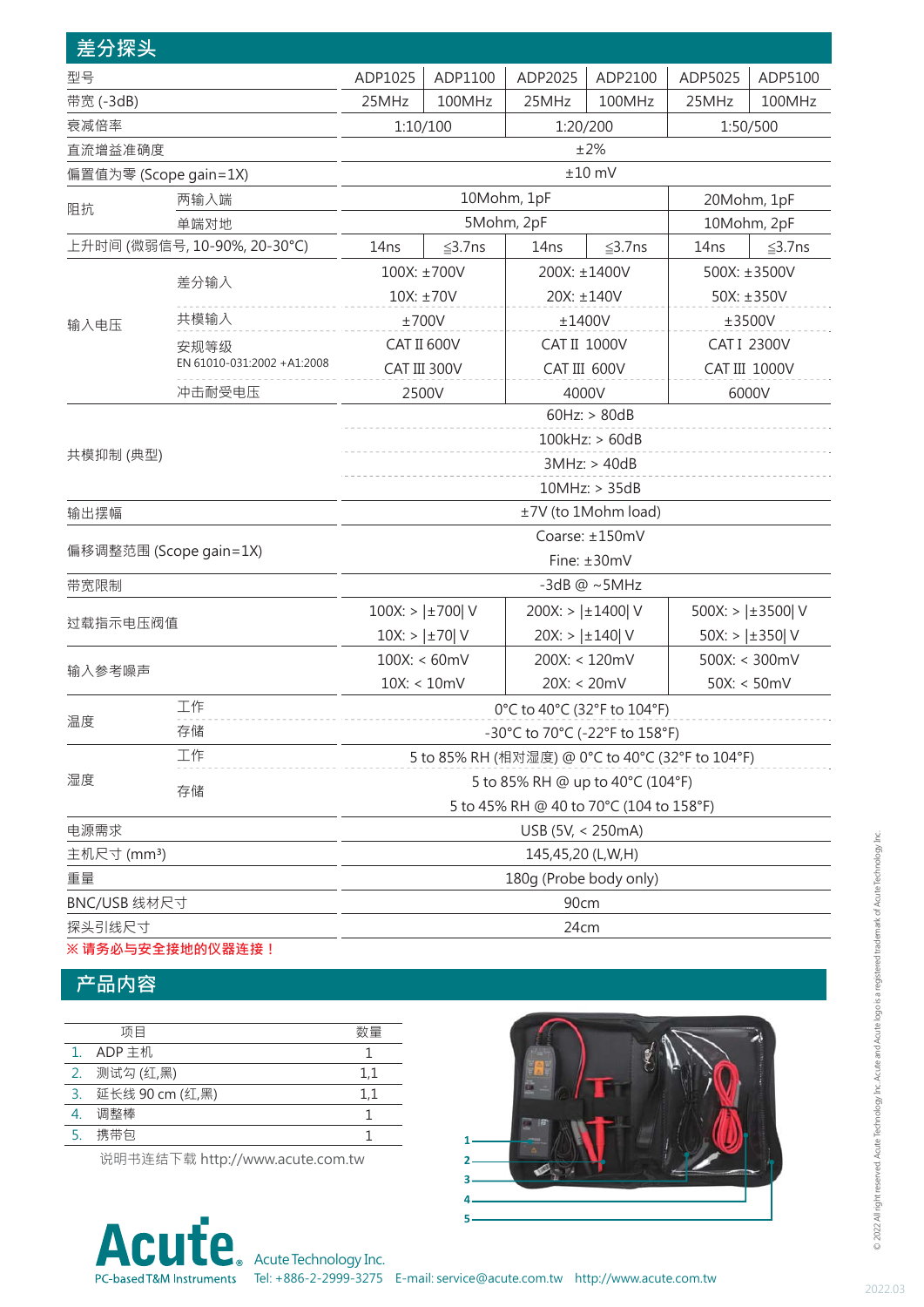## 差分探头

| 型号 | | ADP1025 | ADP1100 | ADP2025 | ADP2100 | ADP5025 | ADP5100 |
|---|---|---|---|---|---|---|---|
| 带宽 (-3dB) | | 25MHz | 100MHz | 25MHz | 100MHz | 25MHz | 100MHz |
| 衰减倍率 | | 1:10/100 | | 1:20/200 | | 1:50/500 | |
| 直流增益准确度 | | ±2% | | | | | |
| 偏置值为零 (Scope gain=1X) | | ±10 mV | | | | | |
| 阻抗 | 两输入端 | 10Mohm, 1pF | | | | 20Mohm, 1pF | |
| | 单端对地 | 5Mohm, 2pF | | | | 10Mohm, 2pF | |
| 上升时间 (微弱信号, 10-90%, 20-30°C) | | 14ns | ≦3.7ns | 14ns | ≦3.7ns | 14ns | ≦3.7ns |
| 输入电压 | 差分输入 | 100X: ±700V<br>10X: ±70V | | 200X: ±1400V<br>20X: ±140V | | 500X: ±3500V<br>50X: ±350V | |
| | 共模输入 | ±700V | | ±1400V | | ±3500V | |
| | 安规等级<br>EN 61010-031:2002 +A1:2008 | CAT II 600V<br>CAT III 300V | | CAT II 1000V<br>CAT III 600V | | CAT I 2300V<br>CAT III 1000V | |
| | 冲击耐受电压 | 2500V | | 4000V | | 6000V | |
| 共模抑制 (典型) | | 60Hz: > 80dB<br>100kHz: > 60dB<br>3MHz: > 40dB<br>10MHz: > 35dB | | | | | |
| 输出摆幅 | | ±7V (to 1Mohm load) | | | | | |
| 偏移调整范围 (Scope gain=1X) | | Coarse: ±150mV<br>Fine: ±30mV | | | | | |
| 带宽限制 | | -3dB @ ~5MHz | | | | | |
| 过载指示电压阀值 | | 100X: > \|±700\| V<br>10X: > \|±70\| V | | 200X: > \|±1400\| V<br>20X: > \|±140\| V | | 500X: > \|±3500\| V<br>50X: > \|±350\| V | |
| 输入参考噪声 | | 100X: < 60mV<br>10X: < 10mV | | 200X: < 120mV<br>20X: < 20mV | | 500X: < 300mV<br>50X: < 50mV | |
| 温度 | 工作 | 0°C to 40°C (32°F to 104°F) | | | | | |
| | 存储 | -30°C to 70°C (-22°F to 158°F) | | | | | |
| 湿度 | 工作 | 5 to 85% RH (相对湿度) @ 0°C to 40°C (32°F to 104°F) | | | | | |
| | 存储 | 5 to 85% RH @ up to 40°C (104°F)<br>5 to 45% RH @ 40 to 70°C (104 to 158°F) | | | | | |
| 电源需求 | | USB (5V, < 250mA) | | | | | |
| 主机尺寸 (mm³) | | 145,45,20 (L,W,H) | | | | | |
| 重量 | | 180g (Probe body only) | | | | | |
| BNC/USB 线材尺寸 | | 90cm | | | | | |
| 探头引线尺寸 | | 24cm | | | | | |

**※ 请务必与安全接地的仪器连接！**

## 产品内容

| | 项目 | 数量 |
|---|---|---|
| 1. | ADP 主机 | 1 |
| 2. | 测试勾 (红,黑) | 1,1 |
| 3. | 延长线 90 cm (红,黑) | 1,1 |
| 4. | 调整棒 | 1 |
| 5. | 携带包 | 1 |

说明书连结下载 http://www.acute.com.tw

1
2
3
4
5

Acute
PC-based T&M Instruments

Acute Technology Inc.
Tel: +886-2-2999-3275 E-mail: service@acute.com.tw http://www.acute.com.tw

© 2022 All right reserved. Acute Technology Inc. Acute and Acute logo is a registered trademark of Acute Technology Inc.

2022.03